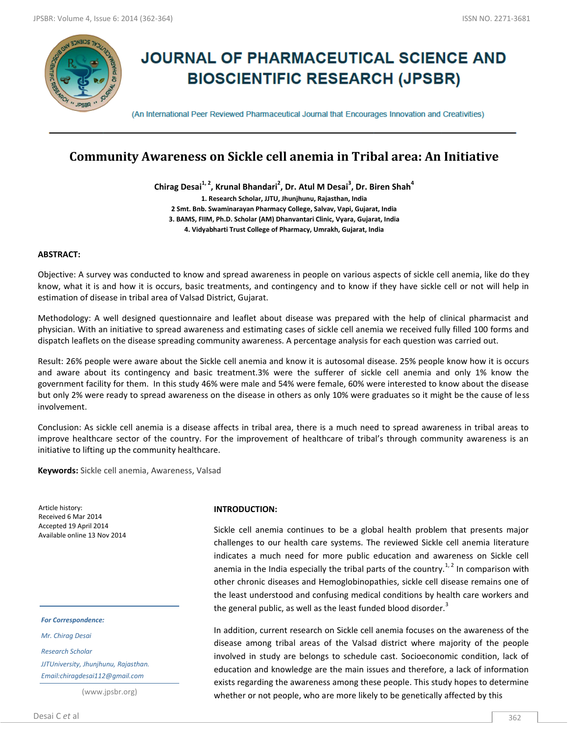# JOURNAL OF PHARMACEUTICAL SCIENCE AND BIOSCIENTIFIC RESEARCH (JPSBR)

(An International Peer Reviewed Pharmaceutical Journal that Encourages Innovation and Creativities)

## Community Awareness on Sickle cell anemia in Tribal area: An Initiative

**Chirag Desai[1,2], Krunal Bhandari[2], Dr. Atul M Desai[3], Dr. Biren Shah[4]**

1. Research Scholar, JJTU, Jhunjhunu, Rajasthan, India
2. Smt. Bnb. Swaminarayan Pharmacy College, Salvav, Vapi, Gujarat, India
3. BAMS, FIIM, Ph.D. Scholar (AM) Dhanvantari Clinic, Vyara, Gujarat, India
4. Vidyabharti Trust College of Pharmacy, Umrakh, Gujarat, India

### ABSTRACT:

Objective: A survey was conducted to know and spread awareness in people on various aspects of sickle cell anemia, like do they know, what it is and how it is occurs, basic treatments, and contingency and to know if they have sickle cell or not will help in estimation of disease in tribal area of Valsad District, Gujarat.

Methodology: A well designed questionnaire and leaflet about disease was prepared with the help of clinical pharmacist and physician. With an initiative to spread awareness and estimating cases of sickle cell anemia we received fully filled 100 forms and dispatch leaflets on the disease spreading community awareness. A percentage analysis for each question was carried out.

Result: 26% people were aware about the Sickle cell anemia and know it is autosomal disease. 25% people know how it is occurs and aware about its contingency and basic treatment.3% were the sufferer of sickle cell anemia and only 1% know the government facility for them. In this study 46% were male and 54% were female, 60% were interested to know about the disease but only 2% were ready to spread awareness on the disease in others as only 10% were graduates so it might be the cause of less involvement.

Conclusion: As sickle cell anemia is a disease affects in tribal area, there is a much need to spread awareness in tribal areas to improve healthcare sector of the country. For the improvement of healthcare of tribal's through community awareness is an initiative to lifting up the community healthcare.

**Keywords:** Sickle cell anemia, Awareness, Valsad

Article history:
Received 6 Mar 2014
Accepted 19 April 2014
Available online 13 Nov 2014

*For Correspondence:*

*Mr. Chirag Desai*

*Research Scholar*

*JJTUniversity, Jhunjhunu, Rajasthan.*

*Email:chiragdesai112@gmail.com*

(www.jpsbr.org)

### INTRODUCTION:

Sickle cell anemia continues to be a global health problem that presents major challenges to our health care systems. The reviewed Sickle cell anemia literature indicates a much need for more public education and awareness on Sickle cell anemia in the India especially the tribal parts of the country.[1, 2] In comparison with other chronic diseases and Hemoglobinopathies, sickle cell disease remains one of the least understood and confusing medical conditions by health care workers and the general public, as well as the least funded blood disorder.[3]

In addition, current research on Sickle cell anemia focuses on the awareness of the disease among tribal areas of the Valsad district where majority of the people involved in study are belongs to schedule cast. Socioeconomic condition, lack of education and knowledge are the main issues and therefore, a lack of information exists regarding the awareness among these people. This study hopes to determine whether or not people, who are more likely to be genetically affected by this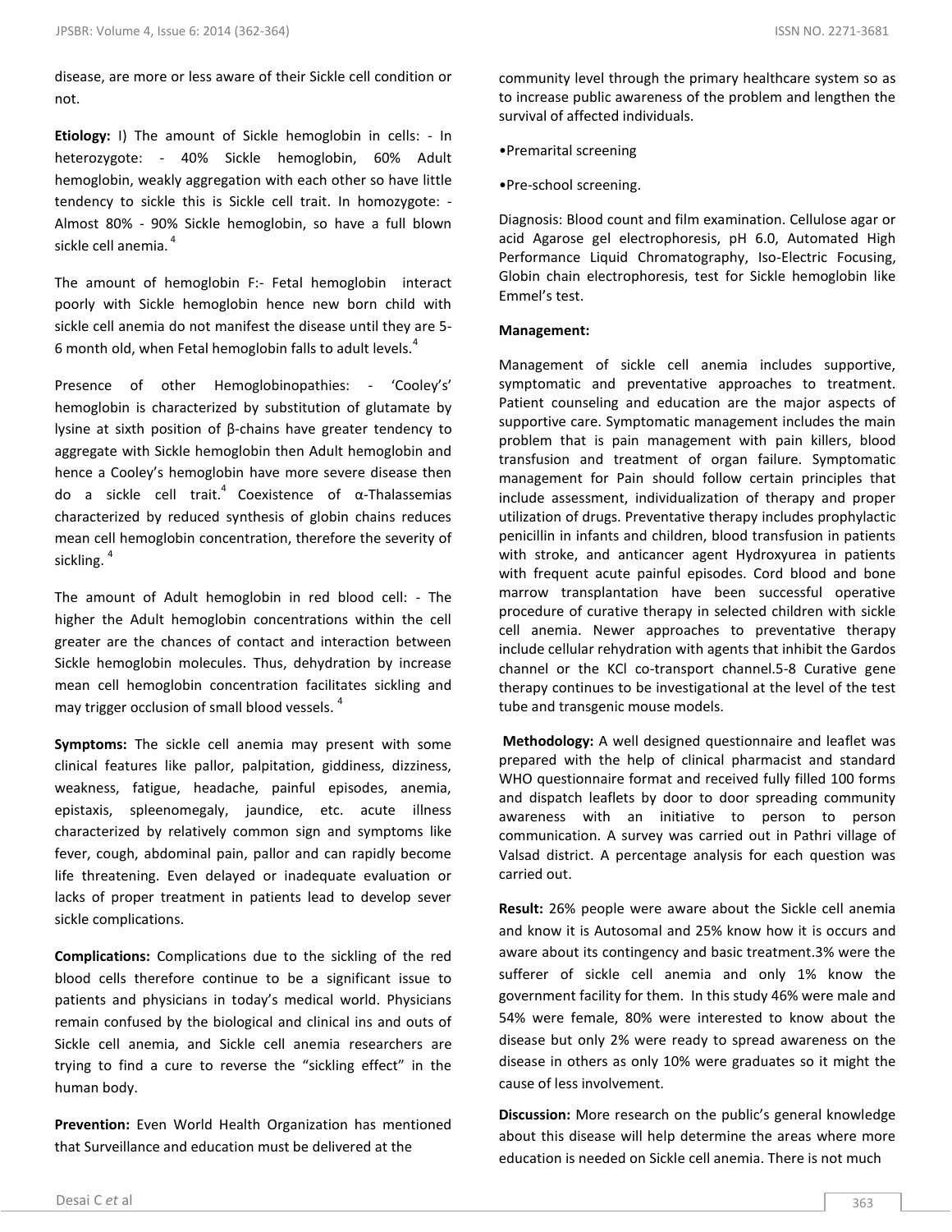disease, are more or less aware of their Sickle cell condition or not.

**Etiology:** I) The amount of Sickle hemoglobin in cells: - In heterozygote: - 40% Sickle hemoglobin, 60% Adult hemoglobin, weakly aggregation with each other so have little tendency to sickle this is Sickle cell trait. In homozygote: - Almost 80% - 90% Sickle hemoglobin, so have a full blown sickle cell anemia.[4]

The amount of hemoglobin F:- Fetal hemoglobin interact poorly with Sickle hemoglobin hence new born child with sickle cell anemia do not manifest the disease until they are 5-6 month old, when Fetal hemoglobin falls to adult levels.[4]

Presence of other Hemoglobinopathies: - 'Cooley's' hemoglobin is characterized by substitution of glutamate by lysine at sixth position of β-chains have greater tendency to aggregate with Sickle hemoglobin then Adult hemoglobin and hence a Cooley's hemoglobin have more severe disease then do a sickle cell trait.[4] Coexistence of α-Thalassemias characterized by reduced synthesis of globin chains reduces mean cell hemoglobin concentration, therefore the severity of sickling.[4]

The amount of Adult hemoglobin in red blood cell: - The higher the Adult hemoglobin concentrations within the cell greater are the chances of contact and interaction between Sickle hemoglobin molecules. Thus, dehydration by increase mean cell hemoglobin concentration facilitates sickling and may trigger occlusion of small blood vessels.[4]

**Symptoms:** The sickle cell anemia may present with some clinical features like pallor, palpitation, giddiness, dizziness, weakness, fatigue, headache, painful episodes, anemia, epistaxis, spleenomegaly, jaundice, etc. acute illness characterized by relatively common sign and symptoms like fever, cough, abdominal pain, pallor and can rapidly become life threatening. Even delayed or inadequate evaluation or lacks of proper treatment in patients lead to develop sever sickle complications.

**Complications:** Complications due to the sickling of the red blood cells therefore continue to be a significant issue to patients and physicians in today's medical world. Physicians remain confused by the biological and clinical ins and outs of Sickle cell anemia, and Sickle cell anemia researchers are trying to find a cure to reverse the "sickling effect" in the human body.

**Prevention:** Even World Health Organization has mentioned that Surveillance and education must be delivered at the community level through the primary healthcare system so as to increase public awareness of the problem and lengthen the survival of affected individuals.

•Premarital screening

•Pre-school screening.

Diagnosis: Blood count and film examination. Cellulose agar or acid Agarose gel electrophoresis, pH 6.0, Automated High Performance Liquid Chromatography, Iso-Electric Focusing, Globin chain electrophoresis, test for Sickle hemoglobin like Emmel's test.

**Management:**

Management of sickle cell anemia includes supportive, symptomatic and preventative approaches to treatment. Patient counseling and education are the major aspects of supportive care. Symptomatic management includes the main problem that is pain management with pain killers, blood transfusion and treatment of organ failure. Symptomatic management for Pain should follow certain principles that include assessment, individualization of therapy and proper utilization of drugs. Preventative therapy includes prophylactic penicillin in infants and children, blood transfusion in patients with stroke, and anticancer agent Hydroxyurea in patients with frequent acute painful episodes. Cord blood and bone marrow transplantation have been successful operative procedure of curative therapy in selected children with sickle cell anemia. Newer approaches to preventative therapy include cellular rehydration with agents that inhibit the Gardos channel or the KCl co-transport channel.5-8 Curative gene therapy continues to be investigational at the level of the test tube and transgenic mouse models.

**Methodology:** A well designed questionnaire and leaflet was prepared with the help of clinical pharmacist and standard WHO questionnaire format and received fully filled 100 forms and dispatch leaflets by door to door spreading community awareness with an initiative to person to person communication. A survey was carried out in Pathri village of Valsad district. A percentage analysis for each question was carried out.

**Result:** 26% people were aware about the Sickle cell anemia and know it is Autosomal and 25% know how it is occurs and aware about its contingency and basic treatment.3% were the sufferer of sickle cell anemia and only 1% know the government facility for them. In this study 46% were male and 54% were female, 80% were interested to know about the disease but only 2% were ready to spread awareness on the disease in others as only 10% were graduates so it might the cause of less involvement.

**Discussion:** More research on the public's general knowledge about this disease will help determine the areas where more education is needed on Sickle cell anemia. There is not much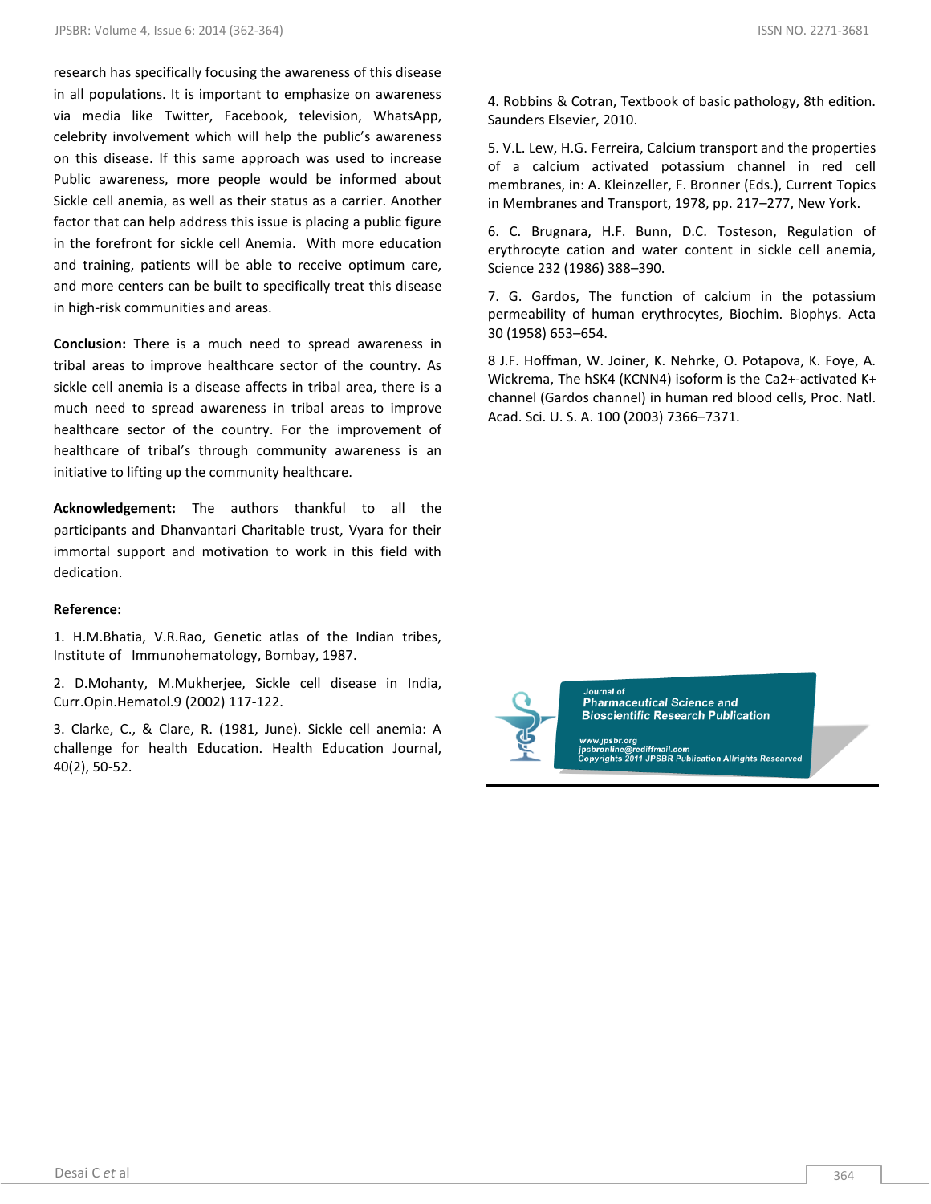research has specifically focusing the awareness of this disease in all populations. It is important to emphasize on awareness via media like Twitter, Facebook, television, WhatsApp, celebrity involvement which will help the public's awareness on this disease. If this same approach was used to increase Public awareness, more people would be informed about Sickle cell anemia, as well as their status as a carrier. Another factor that can help address this issue is placing a public figure in the forefront for sickle cell Anemia. With more education and training, patients will be able to receive optimum care, and more centers can be built to specifically treat this disease in high-risk communities and areas.

**Conclusion:** There is a much need to spread awareness in tribal areas to improve healthcare sector of the country. As sickle cell anemia is a disease affects in tribal area, there is a much need to spread awareness in tribal areas to improve healthcare sector of the country. For the improvement of healthcare of tribal's through community awareness is an initiative to lifting up the community healthcare.

**Acknowledgement:** The authors thankful to all the participants and Dhanvantari Charitable trust, Vyara for their immortal support and motivation to work in this field with dedication.

**Reference:**

1. H.M.Bhatia, V.R.Rao, Genetic atlas of the Indian tribes, Institute of Immunohematology, Bombay, 1987.

2. D.Mohanty, M.Mukherjee, Sickle cell disease in India, Curr.Opin.Hematol.9 (2002) 117-122.

3. Clarke, C., & Clare, R. (1981, June). Sickle cell anemia: A challenge for health Education. Health Education Journal, 40(2), 50-52.

4. Robbins & Cotran, Textbook of basic pathology, 8th edition. Saunders Elsevier, 2010.

5. V.L. Lew, H.G. Ferreira, Calcium transport and the properties of a calcium activated potassium channel in red cell membranes, in: A. Kleinzeller, F. Bronner (Eds.), Current Topics in Membranes and Transport, 1978, pp. 217–277, New York.

6. C. Brugnara, H.F. Bunn, D.C. Tosteson, Regulation of erythrocyte cation and water content in sickle cell anemia, Science 232 (1986) 388–390.

7. G. Gardos, The function of calcium in the potassium permeability of human erythrocytes, Biochim. Biophys. Acta 30 (1958) 653–654.

8 J.F. Hoffman, W. Joiner, K. Nehrke, O. Potapova, K. Foye, A. Wickrema, The hSK4 (KCNN4) isoform is the $Ca^{2+}$-activated $K^+$ channel (Gardos channel) in human red blood cells, Proc. Natl. Acad. Sci. U. S. A. 100 (2003) 7366–7371.

Journal of
Pharmaceutical Science and
Bioscientific Research Publication

www.jpsbr.org
jpsbronline@rediffmail.com
Copyrights 2011 JPSBR Publication Allrights Researved